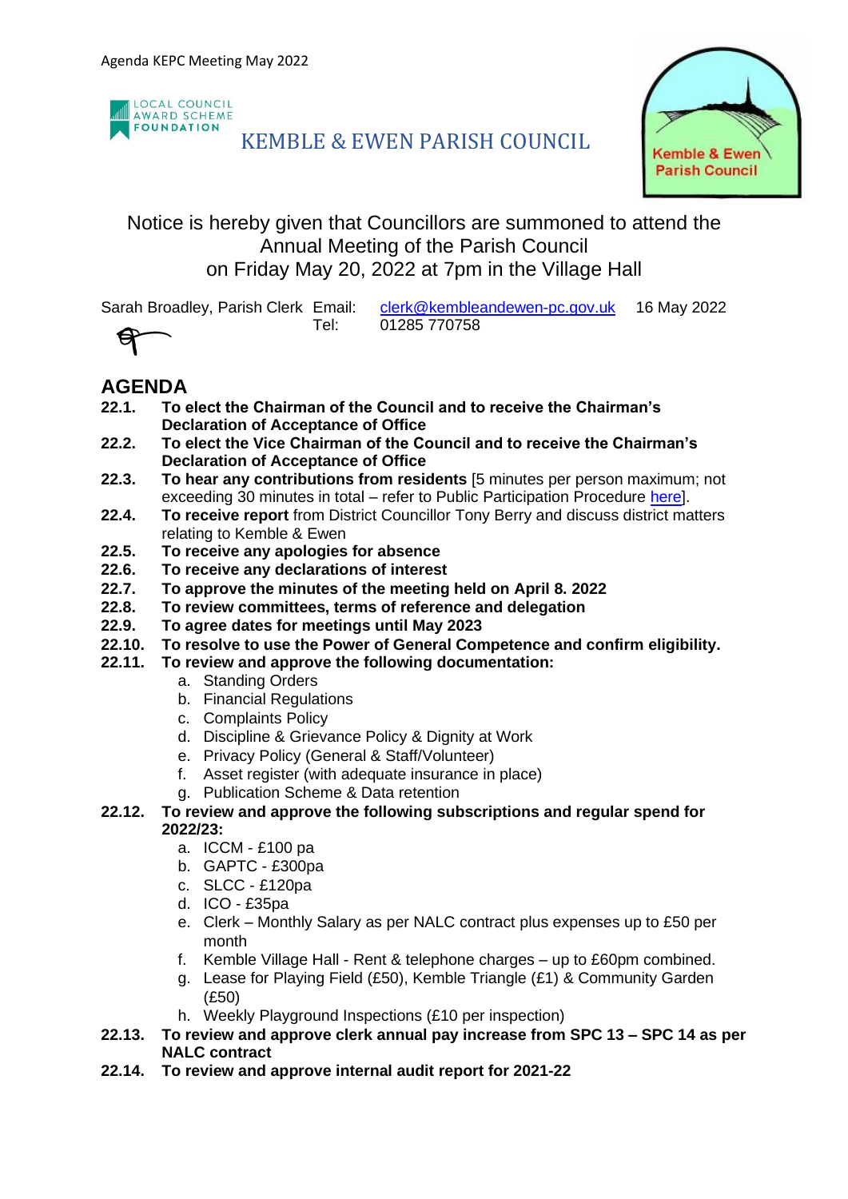LOCAL COUNCIL AWARD SCHEME FOUNDATION

# KEMBLE & EWEN PARISH COUNCIL

Kemble & Ewen Parish Council

Notice is hereby given that Councillors are summoned to attend the Annual Meeting of the Parish Council on Friday May 20, 2022 at 7pm in the Village Hall

Sarah Broadley, Parish Clerk Email: clerk@kembleandewen-pc.gov.uk 16 May 2022
Tel: 01285 770758

## AGENDA

**22.1. To elect the Chairman of the Council and to receive the Chairman's Declaration of Acceptance of Office**

**22.2. To elect the Vice Chairman of the Council and to receive the Chairman's Declaration of Acceptance of Office**

**22.3. To hear any contributions from residents** [5 minutes per person maximum; not exceeding 30 minutes in total – refer to Public Participation Procedure here].

**22.4. To receive report** from District Councillor Tony Berry and discuss district matters relating to Kemble & Ewen

**22.5. To receive any apologies for absence**

**22.6. To receive any declarations of interest**

**22.7. To approve the minutes of the meeting held on April 8. 2022**

**22.8. To review committees, terms of reference and delegation**

**22.9. To agree dates for meetings until May 2023**

**22.10. To resolve to use the Power of General Competence and confirm eligibility.**

**22.11. To review and approve the following documentation:**

a. Standing Orders
b. Financial Regulations
c. Complaints Policy
d. Discipline & Grievance Policy & Dignity at Work
e. Privacy Policy (General & Staff/Volunteer)
f. Asset register (with adequate insurance in place)
g. Publication Scheme & Data retention

**22.12. To review and approve the following subscriptions and regular spend for 2022/23:**

a. ICCM - £100 pa
b. GAPTC - £300pa
c. SLCC - £120pa
d. ICO - £35pa
e. Clerk – Monthly Salary as per NALC contract plus expenses up to £50 per month
f. Kemble Village Hall - Rent & telephone charges – up to £60pm combined.
g. Lease for Playing Field (£50), Kemble Triangle (£1) & Community Garden (£50)
h. Weekly Playground Inspections (£10 per inspection)

**22.13. To review and approve clerk annual pay increase from SPC 13 – SPC 14 as per NALC contract**

**22.14. To review and approve internal audit report for 2021-22**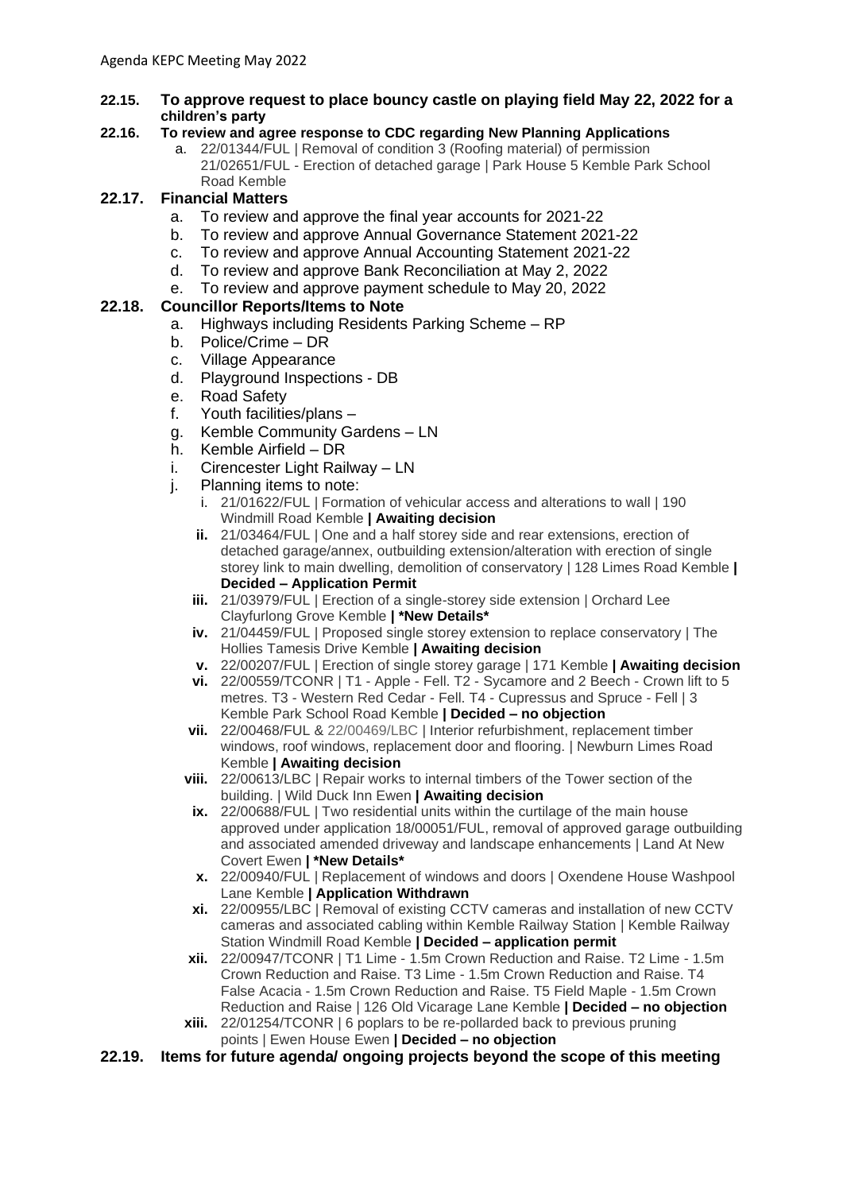**22.15. To approve request to place bouncy castle on playing field May 22, 2022 for a children's party**

**22.16. To review and agree response to CDC regarding New Planning Applications**

a. 22/01344/FUL | Removal of condition 3 (Roofing material) of permission 21/02651/FUL - Erection of detached garage | Park House 5 Kemble Park School Road Kemble

**22.17. Financial Matters**

a. To review and approve the final year accounts for 2021-22
b. To review and approve Annual Governance Statement 2021-22
c. To review and approve Annual Accounting Statement 2021-22
d. To review and approve Bank Reconciliation at May 2, 2022
e. To review and approve payment schedule to May 20, 2022

**22.18. Councillor Reports/Items to Note**

a. Highways including Residents Parking Scheme – RP
b. Police/Crime – DR
c. Village Appearance
d. Playground Inspections - DB
e. Road Safety
f. Youth facilities/plans –
g. Kemble Community Gardens – LN
h. Kemble Airfield – DR
i. Cirencester Light Railway – LN
j. Planning items to note:
   i. 21/01622/FUL | Formation of vehicular access and alterations to wall | 190 Windmill Road Kemble **| Awaiting decision**
   ii. 21/03464/FUL | One and a half storey side and rear extensions, erection of detached garage/annex, outbuilding extension/alteration with erection of single storey link to main dwelling, demolition of conservatory | 128 Limes Road Kemble **| Decided – Application Permit**
   iii. 21/03979/FUL | Erection of a single-storey side extension | Orchard Lee Clayfurlong Grove Kemble **| *New Details***
   iv. 21/04459/FUL | Proposed single storey extension to replace conservatory | The Hollies Tamesis Drive Kemble **| Awaiting decision**
   v. 22/00207/FUL | Erection of single storey garage | 171 Kemble **| Awaiting decision**
   vi. 22/00559/TCONR | T1 - Apple - Fell. T2 - Sycamore and 2 Beech - Crown lift to 5 metres. T3 - Western Red Cedar - Fell. T4 - Cupressus and Spruce - Fell | 3 Kemble Park School Road Kemble **| Decided – no objection**
   vii. 22/00468/FUL & 22/00469/LBC | Interior refurbishment, replacement timber windows, roof windows, replacement door and flooring. | Newburn Limes Road Kemble **| Awaiting decision**
   viii. 22/00613/LBC | Repair works to internal timbers of the Tower section of the building. | Wild Duck Inn Ewen **| Awaiting decision**
   ix. 22/00688/FUL | Two residential units within the curtilage of the main house approved under application 18/00051/FUL, removal of approved garage outbuilding and associated amended driveway and landscape enhancements | Land At New Covert Ewen **| *New Details***
   x. 22/00940/FUL | Replacement of windows and doors | Oxendene House Washpool Lane Kemble **| Application Withdrawn**
   xi. 22/00955/LBC | Removal of existing CCTV cameras and installation of new CCTV cameras and associated cabling within Kemble Railway Station | Kemble Railway Station Windmill Road Kemble **| Decided – application permit**
   xii. 22/00947/TCONR | T1 Lime - 1.5m Crown Reduction and Raise. T2 Lime - 1.5m Crown Reduction and Raise. T3 Lime - 1.5m Crown Reduction and Raise. T4 False Acacia - 1.5m Crown Reduction and Raise. T5 Field Maple - 1.5m Crown Reduction and Raise | 126 Old Vicarage Lane Kemble **| Decided – no objection**
   xiii. 22/01254/TCONR | 6 poplars to be re-pollarded back to previous pruning points | Ewen House Ewen **| Decided – no objection**

**22.19. Items for future agenda/ ongoing projects beyond the scope of this meeting**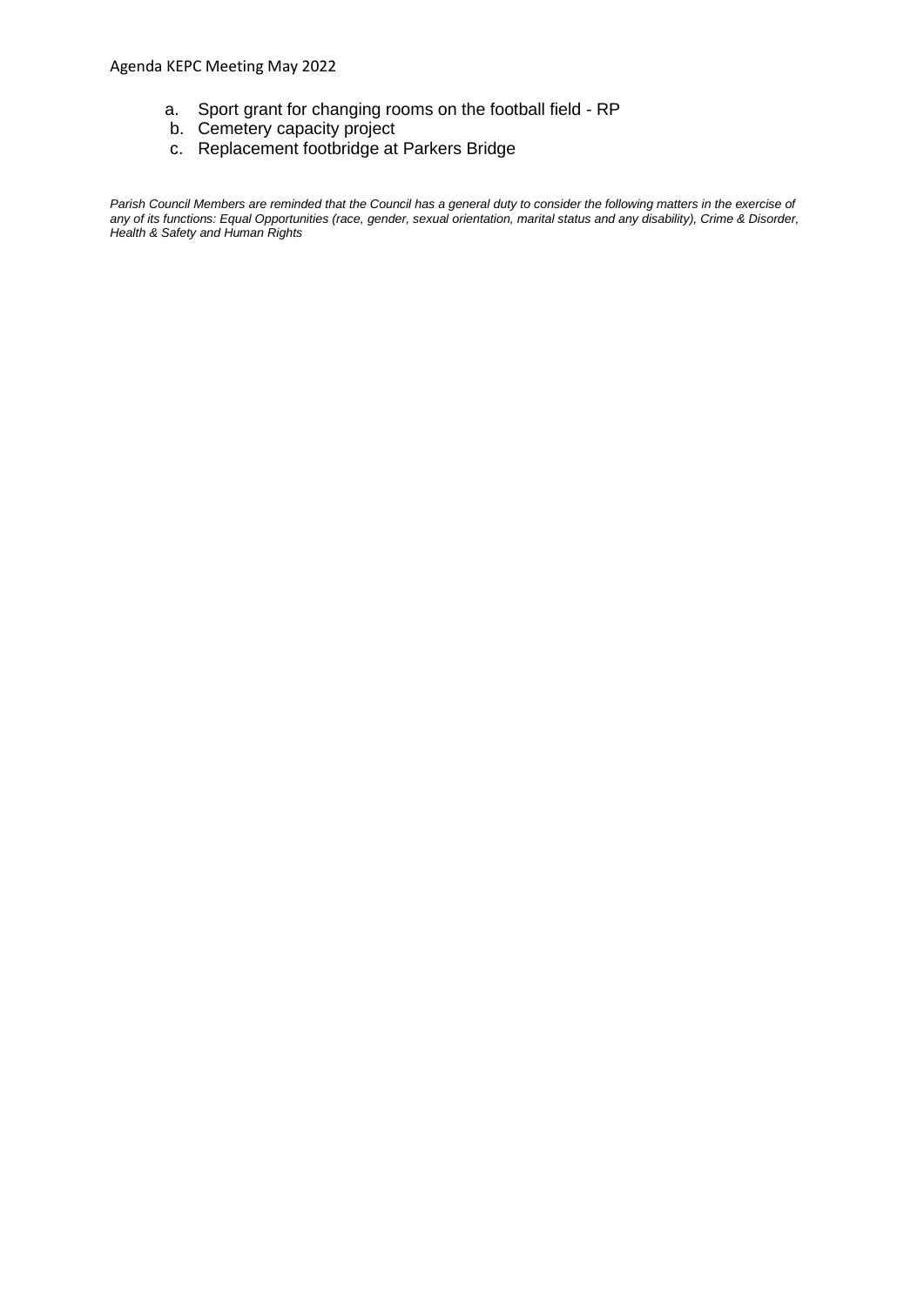a. Sport grant for changing rooms on the football field - RP
b. Cemetery capacity project
c. Replacement footbridge at Parkers Bridge

*Parish Council Members are reminded that the Council has a general duty to consider the following matters in the exercise of any of its functions: Equal Opportunities (race, gender, sexual orientation, marital status and any disability), Crime & Disorder, Health & Safety and Human Rights*